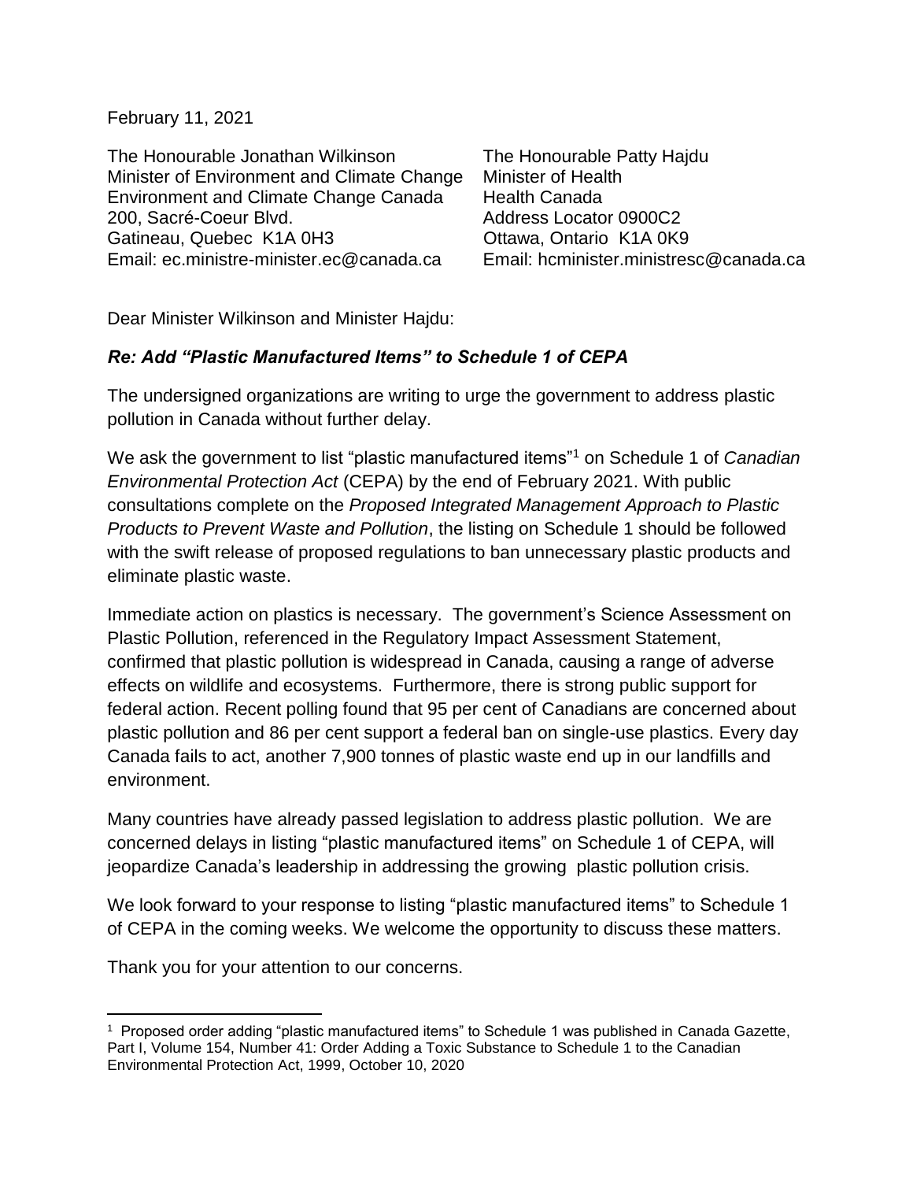February 11, 2021

The Honourable Jonathan Wilkinson
Minister of Environment and Climate Change
Environment and Climate Change Canada
200, Sacré-Coeur Blvd.
Gatineau, Quebec K1A 0H3
Email: ec.ministre-minister.ec@canada.ca

The Honourable Patty Hajdu
Minister of Health
Health Canada
Address Locator 0900C2
Ottawa, Ontario K1A 0K9
Email: hcminister.ministresc@canada.ca

Dear Minister Wilkinson and Minister Hajdu:

***Re: Add "Plastic Manufactured Items" to Schedule 1 of CEPA***

The undersigned organizations are writing to urge the government to address plastic pollution in Canada without further delay.

We ask the government to list "plastic manufactured items"[1] on Schedule 1 of *Canadian Environmental Protection Act* (CEPA) by the end of February 2021. With public consultations complete on the *Proposed Integrated Management Approach to Plastic Products to Prevent Waste and Pollution*, the listing on Schedule 1 should be followed with the swift release of proposed regulations to ban unnecessary plastic products and eliminate plastic waste.

Immediate action on plastics is necessary. The government's Science Assessment on Plastic Pollution, referenced in the Regulatory Impact Assessment Statement, confirmed that plastic pollution is widespread in Canada, causing a range of adverse effects on wildlife and ecosystems. Furthermore, there is strong public support for federal action. Recent polling found that 95 per cent of Canadians are concerned about plastic pollution and 86 per cent support a federal ban on single-use plastics. Every day Canada fails to act, another 7,900 tonnes of plastic waste end up in our landfills and environment.

Many countries have already passed legislation to address plastic pollution. We are concerned delays in listing "plastic manufactured items" on Schedule 1 of CEPA, will jeopardize Canada's leadership in addressing the growing plastic pollution crisis.

We look forward to your response to listing "plastic manufactured items" to Schedule 1 of CEPA in the coming weeks. We welcome the opportunity to discuss these matters.

Thank you for your attention to our concerns.

---

[1] Proposed order adding "plastic manufactured items" to Schedule 1 was published in Canada Gazette, Part I, Volume 154, Number 41: Order Adding a Toxic Substance to Schedule 1 to the Canadian Environmental Protection Act, 1999, October 10, 2020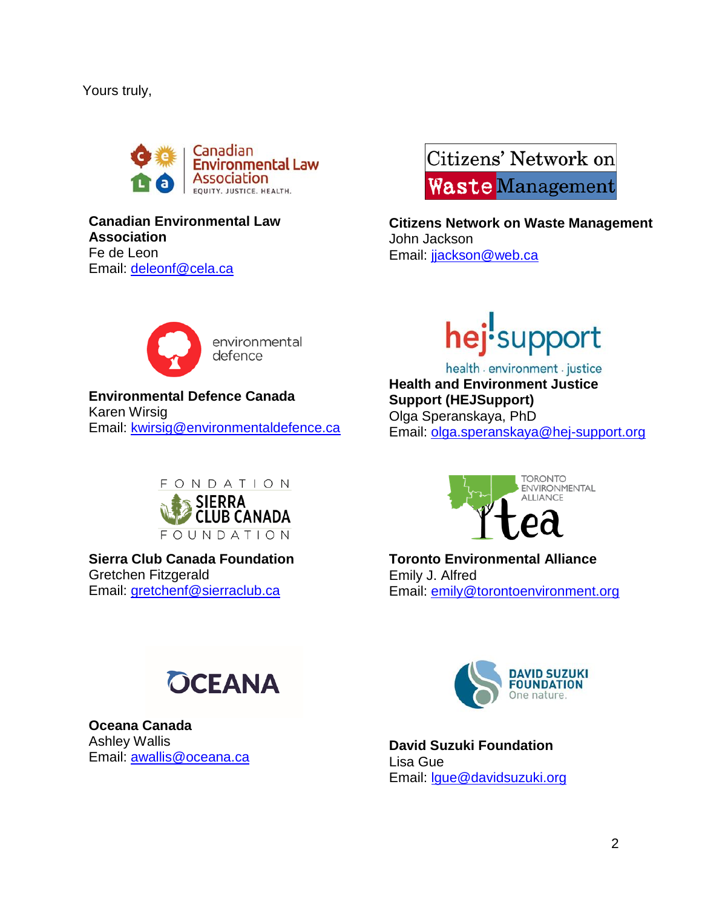Yours truly,

**Canadian Environmental Law Association**
Fe de Leon
Email: deleonf@cela.ca

**Citizens Network on Waste Management**
John Jackson
Email: jjackson@web.ca

**Environmental Defence Canada**
Karen Wirsig
Email: kwirsig@environmentaldefence.ca

**Health and Environment Justice Support (HEJSupport)**
Olga Speranskaya, PhD
Email: olga.speranskaya@hej-support.org

**Sierra Club Canada Foundation**
Gretchen Fitzgerald
Email: gretchenf@sierraclub.ca

**Toronto Environmental Alliance**
Emily J. Alfred
Email: emily@torontoenvironment.org

**Oceana Canada**
Ashley Wallis
Email: awallis@oceana.ca

**David Suzuki Foundation**
Lisa Gue
Email: lgue@davidsuzuki.org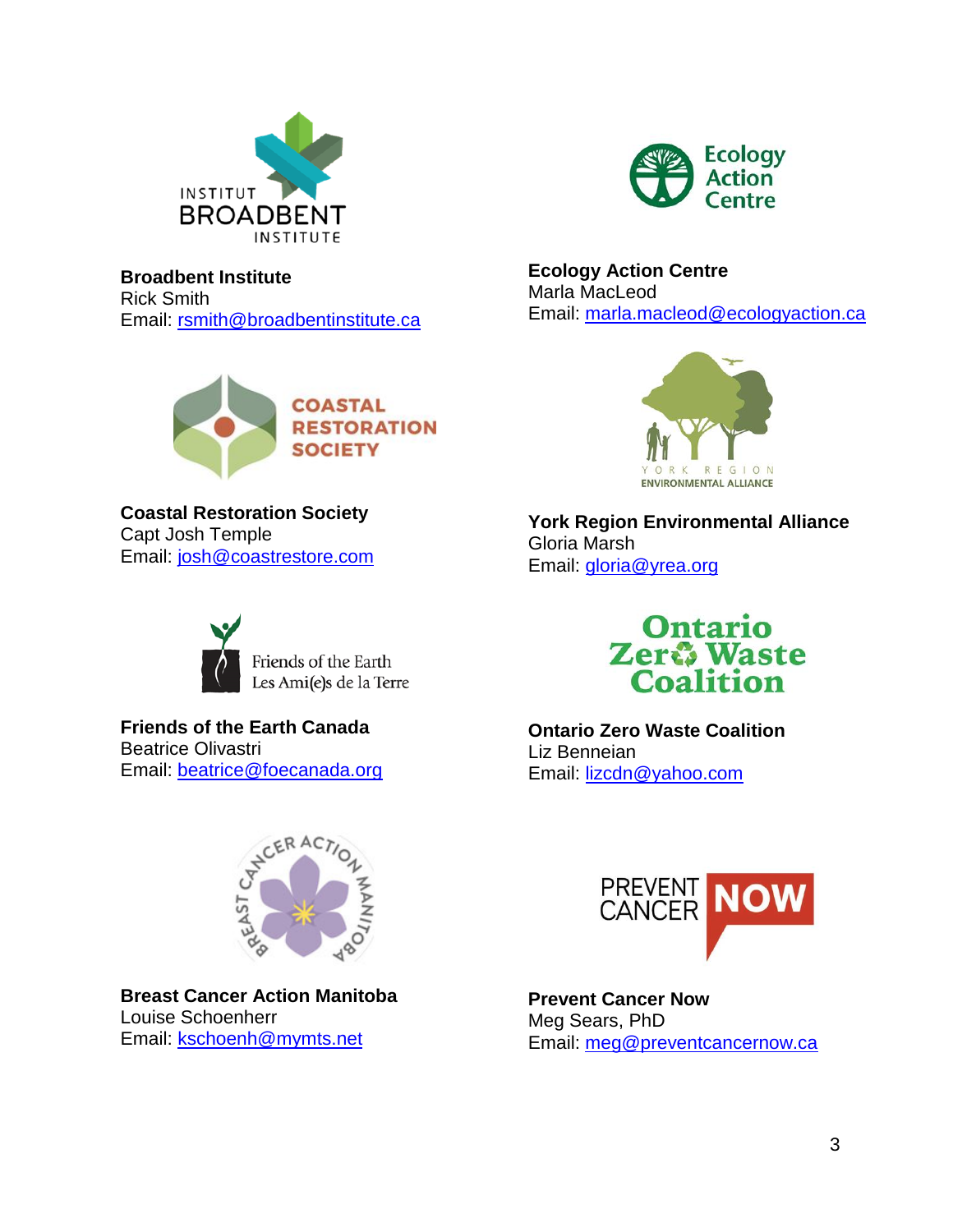**Broadbent Institute**
Rick Smith
Email: rsmith@broadbentinstitute.ca

**Ecology Action Centre**
Marla MacLeod
Email: marla.macleod@ecologyaction.ca

**Coastal Restoration Society**
Capt Josh Temple
Email: josh@coastrestore.com

**York Region Environmental Alliance**
Gloria Marsh
Email: gloria@yrea.org

**Friends of the Earth Canada**
Beatrice Olivastri
Email: beatrice@foecanada.org

**Ontario Zero Waste Coalition**
Liz Benneian
Email: lizcdn@yahoo.com

**Breast Cancer Action Manitoba**
Louise Schoenherr
Email: kschoenh@mymts.net

**Prevent Cancer Now**
Meg Sears, PhD
Email: meg@preventcancernow.ca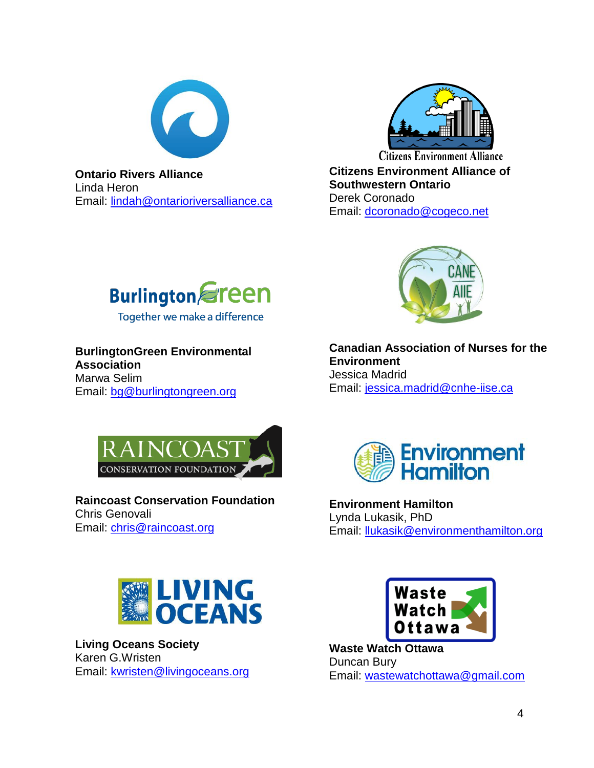**Ontario Rivers Alliance**
Linda Heron
Email: lindah@ontarioriversalliance.ca

**Citizens Environment Alliance of Southwestern Ontario**
Derek Coronado
Email: dcoronado@cogeco.net

**BurlingtonGreen Environmental Association**
Marwa Selim
Email: bg@burlingtongreen.org

**Canadian Association of Nurses for the Environment**
Jessica Madrid
Email: jessica.madrid@cnhe-iise.ca

**Raincoast Conservation Foundation**
Chris Genovali
Email: chris@raincoast.org

**Environment Hamilton**
Lynda Lukasik, PhD
Email: llukasik@environmenthamilton.org

**Living Oceans Society**
Karen G.Wristen
Email: kwristen@livingoceans.org

**Waste Watch Ottawa**
Duncan Bury
Email: wastewatchottawa@gmail.com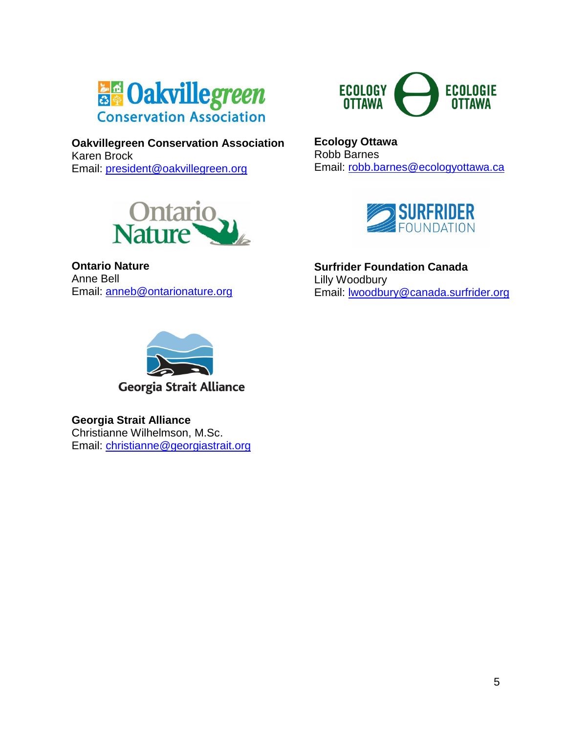**Oakvillegreen Conservation Association**
Karen Brock
Email: president@oakvillegreen.org

**Ecology Ottawa**
Robb Barnes
Email: robb.barnes@ecologyottawa.ca

**Ontario Nature**
Anne Bell
Email: anneb@ontarionature.org

**Surfrider Foundation Canada**
Lilly Woodbury
Email: lwoodbury@canada.surfrider.org

**Georgia Strait Alliance**
Christianne Wilhelmson, M.Sc.
Email: christianne@georgiastrait.org